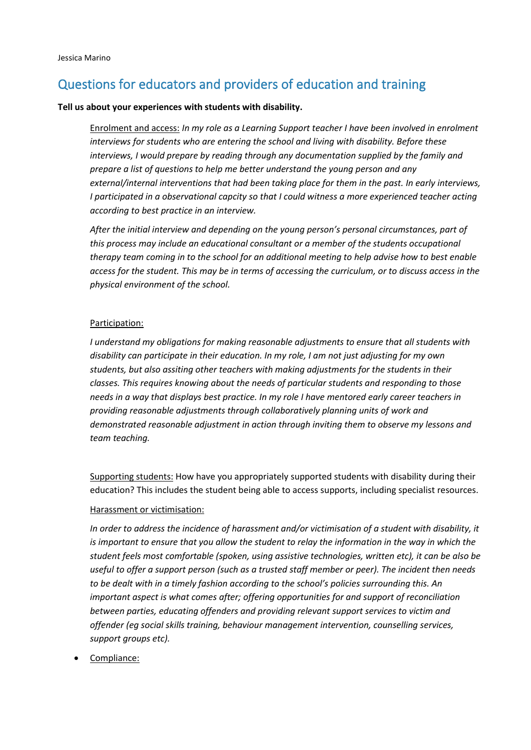Jessica Marino

## Questions for educators and providers of education and training

**Tell us about your experiences with students with disability.**

Enrolment and access: *In my role as a Learning Support teacher I have been involved in enrolment interviews for students who are entering the school and living with disability. Before these interviews, I would prepare by reading through any documentation supplied by the family and prepare a list of questions to help me better understand the young person and any external/internal interventions that had been taking place for them in the past. In early interviews, I participated in a observational capcity so that I could witness a more experienced teacher acting according to best practice in an interview.*

*After the initial interview and depending on the young person's personal circumstances, part of this process may include an educational consultant or a member of the students occupational therapy team coming in to the school for an additional meeting to help advise how to best enable access for the student. This may be in terms of accessing the curriculum, or to discuss access in the physical environment of the school.*

Participation:

*I understand my obligations for making reasonable adjustments to ensure that all students with disability can participate in their education. In my role, I am not just adjusting for my own students, but also assiting other teachers with making adjustments for the students in their classes. This requires knowing about the needs of particular students and responding to those needs in a way that displays best practice. In my role I have mentored early career teachers in providing reasonable adjustments through collaboratively planning units of work and demonstrated reasonable adjustment in action through inviting them to observe my lessons and team teaching.*

Supporting students: How have you appropriately supported students with disability during their education? This includes the student being able to access supports, including specialist resources.

Harassment or victimisation:

*In order to address the incidence of harassment and/or victimisation of a student with disability, it is important to ensure that you allow the student to relay the information in the way in which the student feels most comfortable (spoken, using assistive technologies, written etc), it can be also be useful to offer a support person (such as a trusted staff member or peer). The incident then needs to be dealt with in a timely fashion according to the school's policies surrounding this. An important aspect is what comes after; offering opportunities for and support of reconciliation between parties, educating offenders and providing relevant support services to victim and offender (eg social skills training, behaviour management intervention, counselling services, support groups etc).*

- Compliance: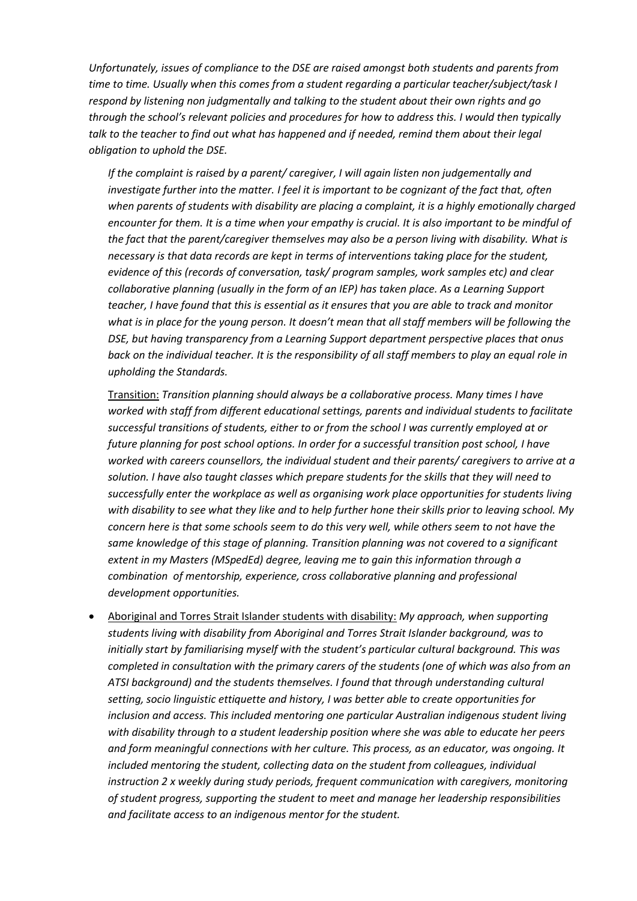*Unfortunately, issues of compliance to the DSE are raised amongst both students and parents from time to time. Usually when this comes from a student regarding a particular teacher/subject/task I respond by listening non judgmentally and talking to the student about their own rights and go through the school's relevant policies and procedures for how to address this. I would then typically talk to the teacher to find out what has happened and if needed, remind them about their legal obligation to uphold the DSE.*

*If the complaint is raised by a parent/ caregiver, I will again listen non judgementally and investigate further into the matter. I feel it is important to be cognizant of the fact that, often when parents of students with disability are placing a complaint, it is a highly emotionally charged encounter for them. It is a time when your empathy is crucial. It is also important to be mindful of the fact that the parent/caregiver themselves may also be a person living with disability. What is necessary is that data records are kept in terms of interventions taking place for the student, evidence of this (records of conversation, task/ program samples, work samples etc) and clear collaborative planning (usually in the form of an IEP) has taken place. As a Learning Support teacher, I have found that this is essential as it ensures that you are able to track and monitor what is in place for the young person. It doesn't mean that all staff members will be following the DSE, but having transparency from a Learning Support department perspective places that onus back on the individual teacher. It is the responsibility of all staff members to play an equal role in upholding the Standards.*

<u>Transition:</u> *Transition planning should always be a collaborative process. Many times I have worked with staff from different educational settings, parents and individual students to facilitate successful transitions of students, either to or from the school I was currently employed at or future planning for post school options. In order for a successful transition post school, I have worked with careers counsellors, the individual student and their parents/ caregivers to arrive at a solution. I have also taught classes which prepare students for the skills that they will need to successfully enter the workplace as well as organising work place opportunities for students living with disability to see what they like and to help further hone their skills prior to leaving school. My concern here is that some schools seem to do this very well, while others seem to not have the same knowledge of this stage of planning. Transition planning was not covered to a significant extent in my Masters (MSpedEd) degree, leaving me to gain this information through a combination of mentorship, experience, cross collaborative planning and professional development opportunities.*

- <u>Aboriginal and Torres Strait Islander students with disability:</u> *My approach, when supporting students living with disability from Aboriginal and Torres Strait Islander background, was to initially start by familiarising myself with the student's particular cultural background. This was completed in consultation with the primary carers of the students (one of which was also from an ATSI background) and the students themselves. I found that through understanding cultural setting, socio linguistic ettiquette and history, I was better able to create opportunities for inclusion and access. This included mentoring one particular Australian indigenous student living with disability through to a student leadership position where she was able to educate her peers and form meaningful connections with her culture. This process, as an educator, was ongoing. It included mentoring the student, collecting data on the student from colleagues, individual instruction 2 x weekly during study periods, frequent communication with caregivers, monitoring of student progress, supporting the student to meet and manage her leadership responsibilities and facilitate access to an indigenous mentor for the student.*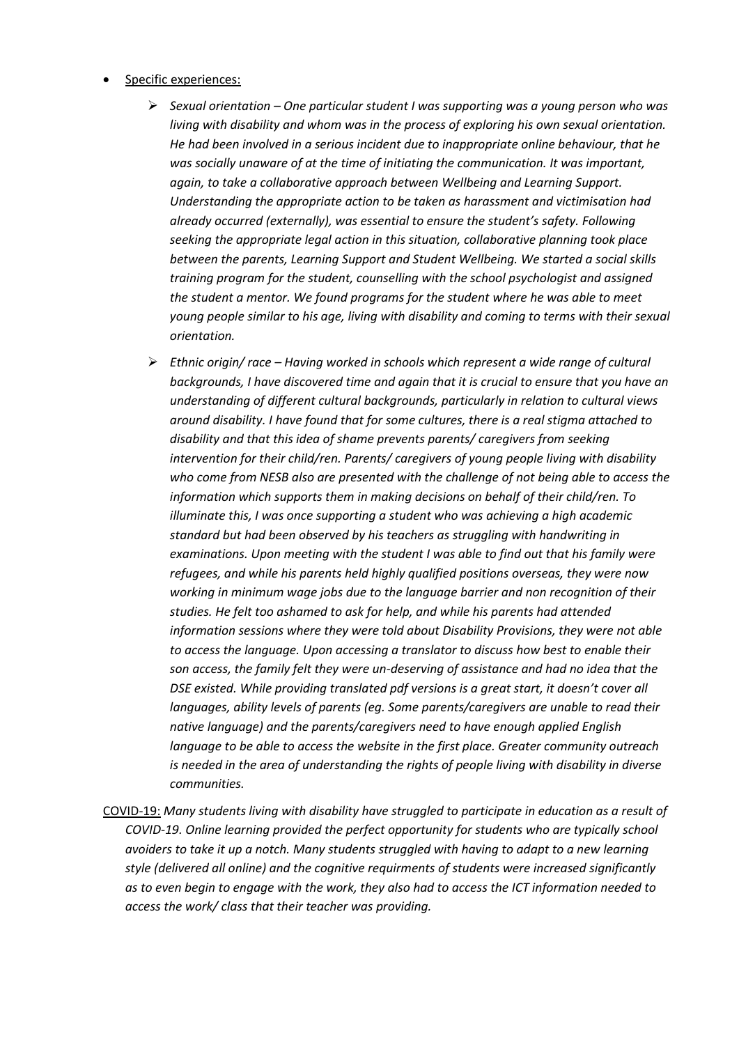- Specific experiences:
  - *Sexual orientation – One particular student I was supporting was a young person who was living with disability and whom was in the process of exploring his own sexual orientation. He had been involved in a serious incident due to inappropriate online behaviour, that he was socially unaware of at the time of initiating the communication. It was important, again, to take a collaborative approach between Wellbeing and Learning Support. Understanding the appropriate action to be taken as harassment and victimisation had already occurred (externally), was essential to ensure the student's safety. Following seeking the appropriate legal action in this situation, collaborative planning took place between the parents, Learning Support and Student Wellbeing. We started a social skills training program for the student, counselling with the school psychologist and assigned the student a mentor. We found programs for the student where he was able to meet young people similar to his age, living with disability and coming to terms with their sexual orientation.*
  - *Ethnic origin/ race – Having worked in schools which represent a wide range of cultural backgrounds, I have discovered time and again that it is crucial to ensure that you have an understanding of different cultural backgrounds, particularly in relation to cultural views around disability. I have found that for some cultures, there is a real stigma attached to disability and that this idea of shame prevents parents/ caregivers from seeking intervention for their child/ren. Parents/ caregivers of young people living with disability who come from NESB also are presented with the challenge of not being able to access the information which supports them in making decisions on behalf of their child/ren. To illuminate this, I was once supporting a student who was achieving a high academic standard but had been observed by his teachers as struggling with handwriting in examinations. Upon meeting with the student I was able to find out that his family were refugees, and while his parents held highly qualified positions overseas, they were now working in minimum wage jobs due to the language barrier and non recognition of their studies. He felt too ashamed to ask for help, and while his parents had attended information sessions where they were told about Disability Provisions, they were not able to access the language. Upon accessing a translator to discuss how best to enable their son access, the family felt they were un-deserving of assistance and had no idea that the DSE existed. While providing translated pdf versions is a great start, it doesn't cover all languages, ability levels of parents (eg. Some parents/caregivers are unable to read their native language) and the parents/caregivers need to have enough applied English language to be able to access the website in the first place. Greater community outreach is needed in the area of understanding the rights of people living with disability in diverse communities.*

COVID-19: *Many students living with disability have struggled to participate in education as a result of COVID-19. Online learning provided the perfect opportunity for students who are typically school avoiders to take it up a notch. Many students struggled with having to adapt to a new learning style (delivered all online) and the cognitive requirments of students were increased significantly as to even begin to engage with the work, they also had to access the ICT information needed to access the work/ class that their teacher was providing.*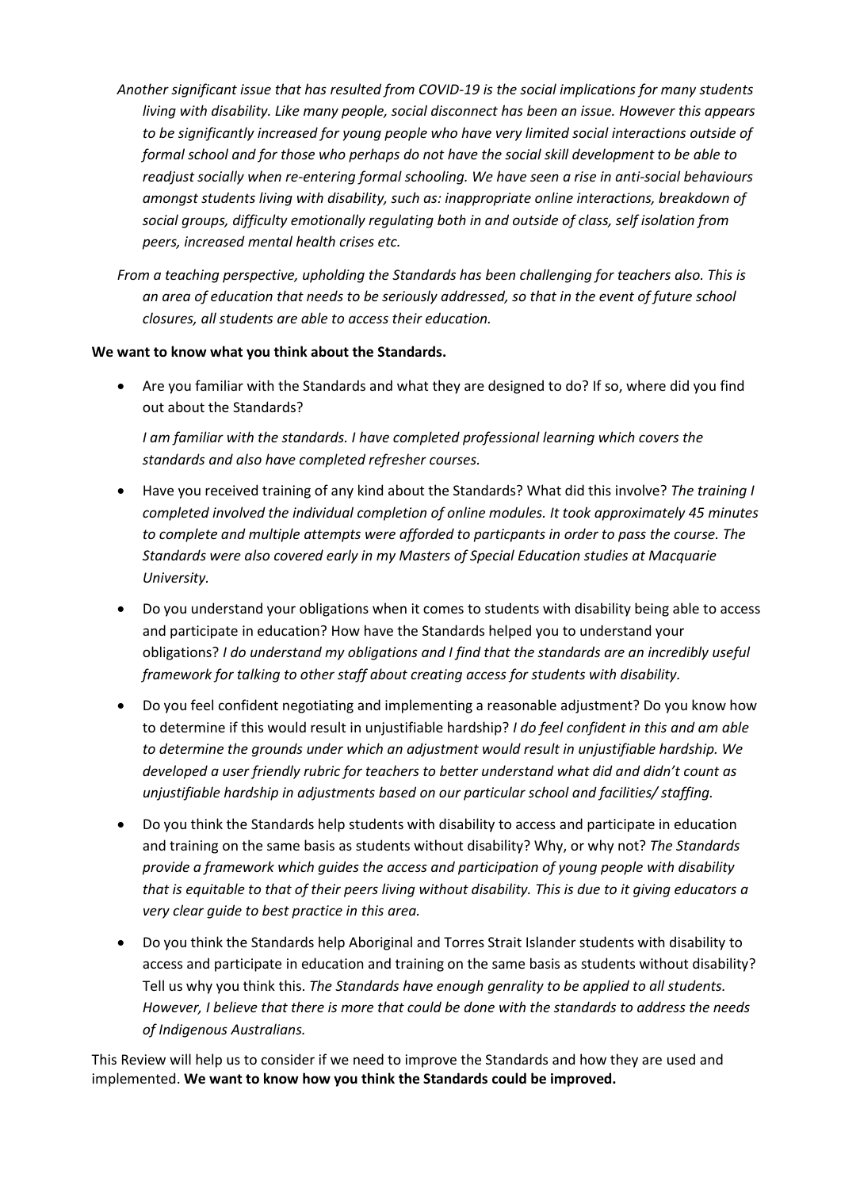*Another significant issue that has resulted from COVID-19 is the social implications for many students living with disability. Like many people, social disconnect has been an issue. However this appears to be significantly increased for young people who have very limited social interactions outside of formal school and for those who perhaps do not have the social skill development to be able to readjust socially when re-entering formal schooling. We have seen a rise in anti-social behaviours amongst students living with disability, such as: inappropriate online interactions, breakdown of social groups, difficulty emotionally regulating both in and outside of class, self isolation from peers, increased mental health crises etc.*

*From a teaching perspective, upholding the Standards has been challenging for teachers also. This is an area of education that needs to be seriously addressed, so that in the event of future school closures, all students are able to access their education.*

**We want to know what you think about the Standards.**

- Are you familiar with the Standards and what they are designed to do? If so, where did you find out about the Standards?

  *I am familiar with the standards. I have completed professional learning which covers the standards and also have completed refresher courses.*

- Have you received training of any kind about the Standards? What did this involve? *The training I completed involved the individual completion of online modules. It took approximately 45 minutes to complete and multiple attempts were afforded to particpants in order to pass the course. The Standards were also covered early in my Masters of Special Education studies at Macquarie University.*

- Do you understand your obligations when it comes to students with disability being able to access and participate in education? How have the Standards helped you to understand your obligations? *I do understand my obligations and I find that the standards are an incredibly useful framework for talking to other staff about creating access for students with disability.*

- Do you feel confident negotiating and implementing a reasonable adjustment? Do you know how to determine if this would result in unjustifiable hardship? *I do feel confident in this and am able to determine the grounds under which an adjustment would result in unjustifiable hardship. We developed a user friendly rubric for teachers to better understand what did and didn't count as unjustifiable hardship in adjustments based on our particular school and facilities/ staffing.*

- Do you think the Standards help students with disability to access and participate in education and training on the same basis as students without disability? Why, or why not? *The Standards provide a framework which guides the access and participation of young people with disability that is equitable to that of their peers living without disability. This is due to it giving educators a very clear guide to best practice in this area.*

- Do you think the Standards help Aboriginal and Torres Strait Islander students with disability to access and participate in education and training on the same basis as students without disability? Tell us why you think this. *The Standards have enough genrality to be applied to all students. However, I believe that there is more that could be done with the standards to address the needs of Indigenous Australians.*

This Review will help us to consider if we need to improve the Standards and how they are used and implemented. **We want to know how you think the Standards could be improved.**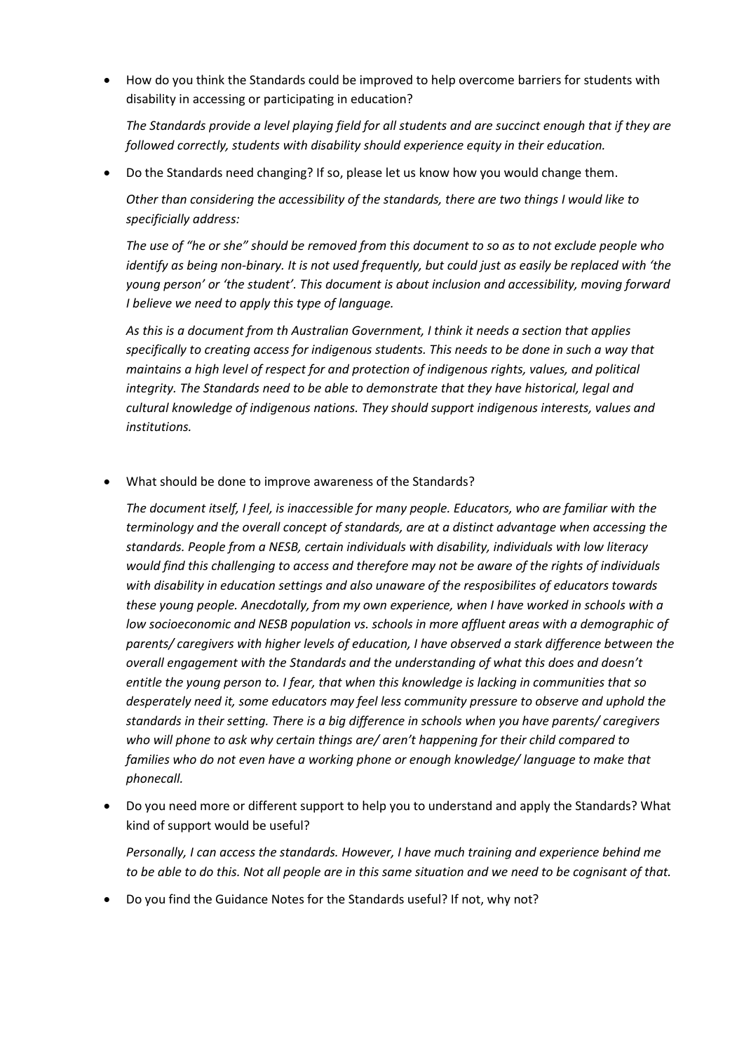- How do you think the Standards could be improved to help overcome barriers for students with disability in accessing or participating in education?

  *The Standards provide a level playing field for all students and are succinct enough that if they are followed correctly, students with disability should experience equity in their education.*

- Do the Standards need changing? If so, please let us know how you would change them.

  *Other than considering the accessibility of the standards, there are two things I would like to specificially address:*

  *The use of "he or she" should be removed from this document to so as to not exclude people who identify as being non-binary. It is not used frequently, but could just as easily be replaced with 'the young person' or 'the student'. This document is about inclusion and accessibility, moving forward I believe we need to apply this type of language.*

  *As this is a document from th Australian Government, I think it needs a section that applies specifically to creating access for indigenous students. This needs to be done in such a way that maintains a high level of respect for and protection of indigenous rights, values, and political integrity. The Standards need to be able to demonstrate that they have historical, legal and cultural knowledge of indigenous nations. They should support indigenous interests, values and institutions.*

- What should be done to improve awareness of the Standards?

  *The document itself, I feel, is inaccessible for many people. Educators, who are familiar with the terminology and the overall concept of standards, are at a distinct advantage when accessing the standards. People from a NESB, certain individuals with disability, individuals with low literacy would find this challenging to access and therefore may not be aware of the rights of individuals with disability in education settings and also unaware of the resposibilites of educators towards these young people. Anecdotally, from my own experience, when I have worked in schools with a low socioeconomic and NESB population vs. schools in more affluent areas with a demographic of parents/ caregivers with higher levels of education, I have observed a stark difference between the overall engagement with the Standards and the understanding of what this does and doesn't entitle the young person to. I fear, that when this knowledge is lacking in communities that so desperately need it, some educators may feel less community pressure to observe and uphold the standards in their setting. There is a big difference in schools when you have parents/ caregivers who will phone to ask why certain things are/ aren't happening for their child compared to families who do not even have a working phone or enough knowledge/ language to make that phonecall.*

- Do you need more or different support to help you to understand and apply the Standards? What kind of support would be useful?

  *Personally, I can access the standards. However, I have much training and experience behind me to be able to do this. Not all people are in this same situation and we need to be cognisant of that.*

- Do you find the Guidance Notes for the Standards useful? If not, why not?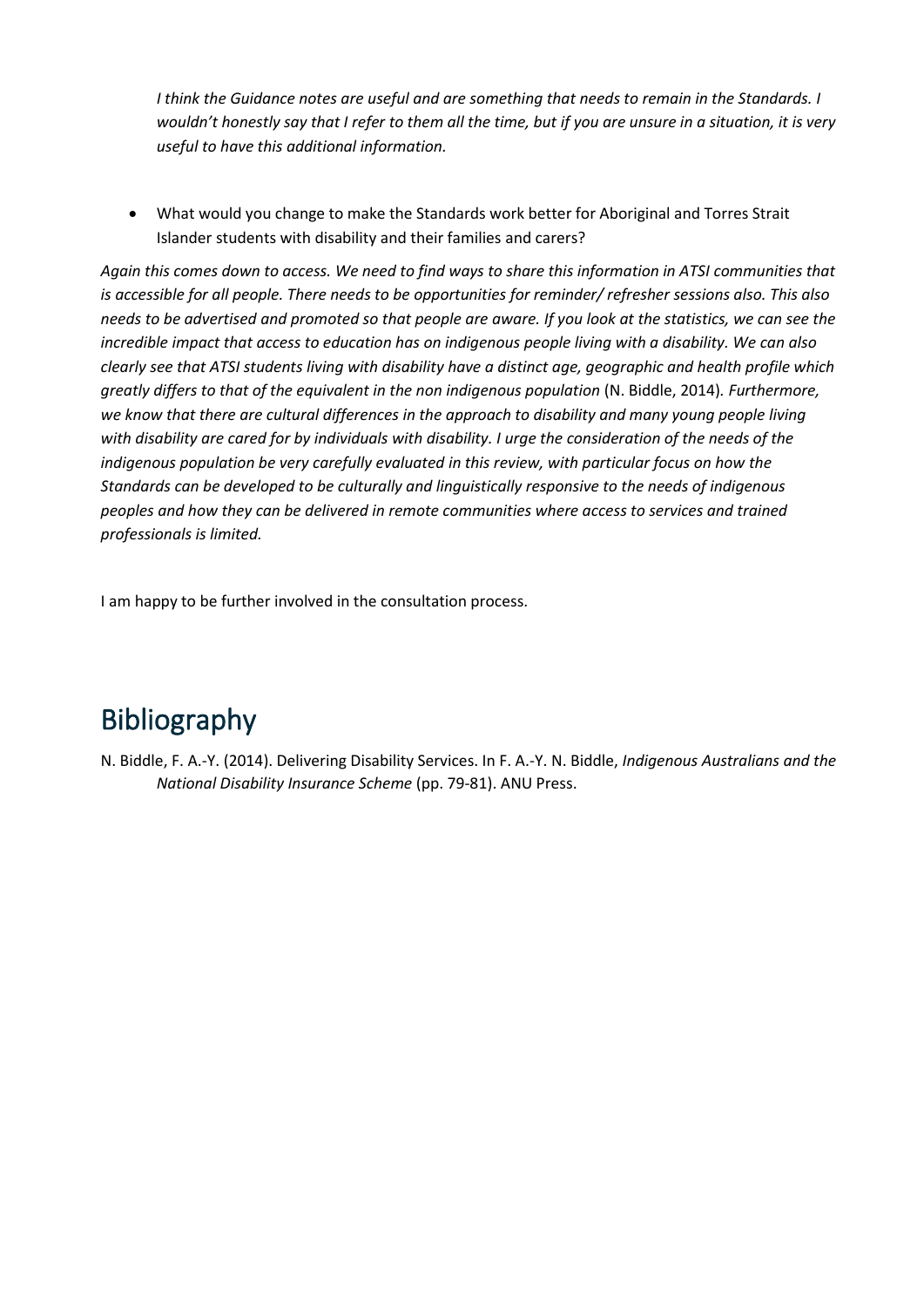*I think the Guidance notes are useful and are something that needs to remain in the Standards. I wouldn't honestly say that I refer to them all the time, but if you are unsure in a situation, it is very useful to have this additional information.*

- What would you change to make the Standards work better for Aboriginal and Torres Strait Islander students with disability and their families and carers?

*Again this comes down to access. We need to find ways to share this information in ATSI communities that is accessible for all people. There needs to be opportunities for reminder/ refresher sessions also. This also needs to be advertised and promoted so that people are aware. If you look at the statistics, we can see the incredible impact that access to education has on indigenous people living with a disability. We can also clearly see that ATSI students living with disability have a distinct age, geographic and health profile which greatly differs to that of the equivalent in the non indigenous population* (N. Biddle, 2014)*. Furthermore, we know that there are cultural differences in the approach to disability and many young people living with disability are cared for by individuals with disability. I urge the consideration of the needs of the indigenous population be very carefully evaluated in this review, with particular focus on how the Standards can be developed to be culturally and linguistically responsive to the needs of indigenous peoples and how they can be delivered in remote communities where access to services and trained professionals is limited.*

I am happy to be further involved in the consultation process.

# Bibliography

N. Biddle, F. A.-Y. (2014). Delivering Disability Services. In F. A.-Y. N. Biddle, *Indigenous Australians and the National Disability Insurance Scheme* (pp. 79-81). ANU Press.